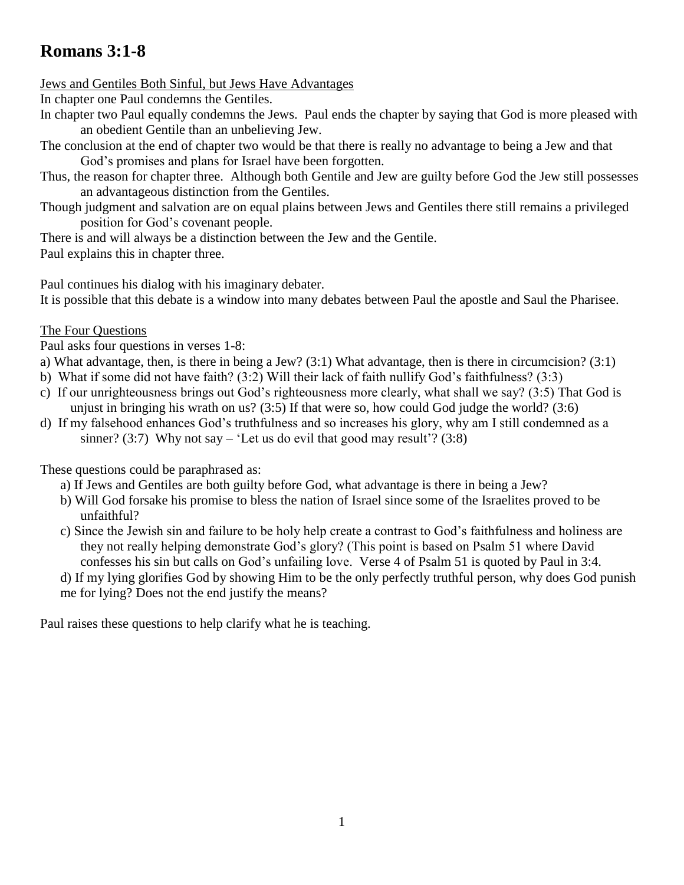# Romans 3:1-8

<u>Jews and Gentiles Both Sinful, but Jews Have Advantages</u>

In chapter one Paul condemns the Gentiles.

In chapter two Paul equally condemns the Jews. Paul ends the chapter by saying that God is more pleased with an obedient Gentile than an unbelieving Jew.

The conclusion at the end of chapter two would be that there is really no advantage to being a Jew and that God's promises and plans for Israel have been forgotten.

Thus, the reason for chapter three. Although both Gentile and Jew are guilty before God the Jew still possesses an advantageous distinction from the Gentiles.

Though judgment and salvation are on equal plains between Jews and Gentiles there still remains a privileged position for God's covenant people.

There is and will always be a distinction between the Jew and the Gentile.

Paul explains this in chapter three.

Paul continues his dialog with his imaginary debater.

It is possible that this debate is a window into many debates between Paul the apostle and Saul the Pharisee.

<u>The Four Questions</u>

Paul asks four questions in verses 1-8:

a) What advantage, then, is there in being a Jew? (3:1) What advantage, then is there in circumcision? (3:1)

b) What if some did not have faith? (3:2) Will their lack of faith nullify God's faithfulness? (3:3)

c) If our unrighteousness brings out God's righteousness more clearly, what shall we say? (3:5) That God is unjust in bringing his wrath on us? (3:5) If that were so, how could God judge the world? (3:6)

d) If my falsehood enhances God's truthfulness and so increases his glory, why am I still condemned as a sinner? (3:7) Why not say – 'Let us do evil that good may result'? (3:8)

These questions could be paraphrased as:

a) If Jews and Gentiles are both guilty before God, what advantage is there in being a Jew?

b) Will God forsake his promise to bless the nation of Israel since some of the Israelites proved to be unfaithful?

c) Since the Jewish sin and failure to be holy help create a contrast to God's faithfulness and holiness are they not really helping demonstrate God's glory? (This point is based on Psalm 51 where David confesses his sin but calls on God's unfailing love. Verse 4 of Psalm 51 is quoted by Paul in 3:4.

d) If my lying glorifies God by showing Him to be the only perfectly truthful person, why does God punish me for lying? Does not the end justify the means?

Paul raises these questions to help clarify what he is teaching.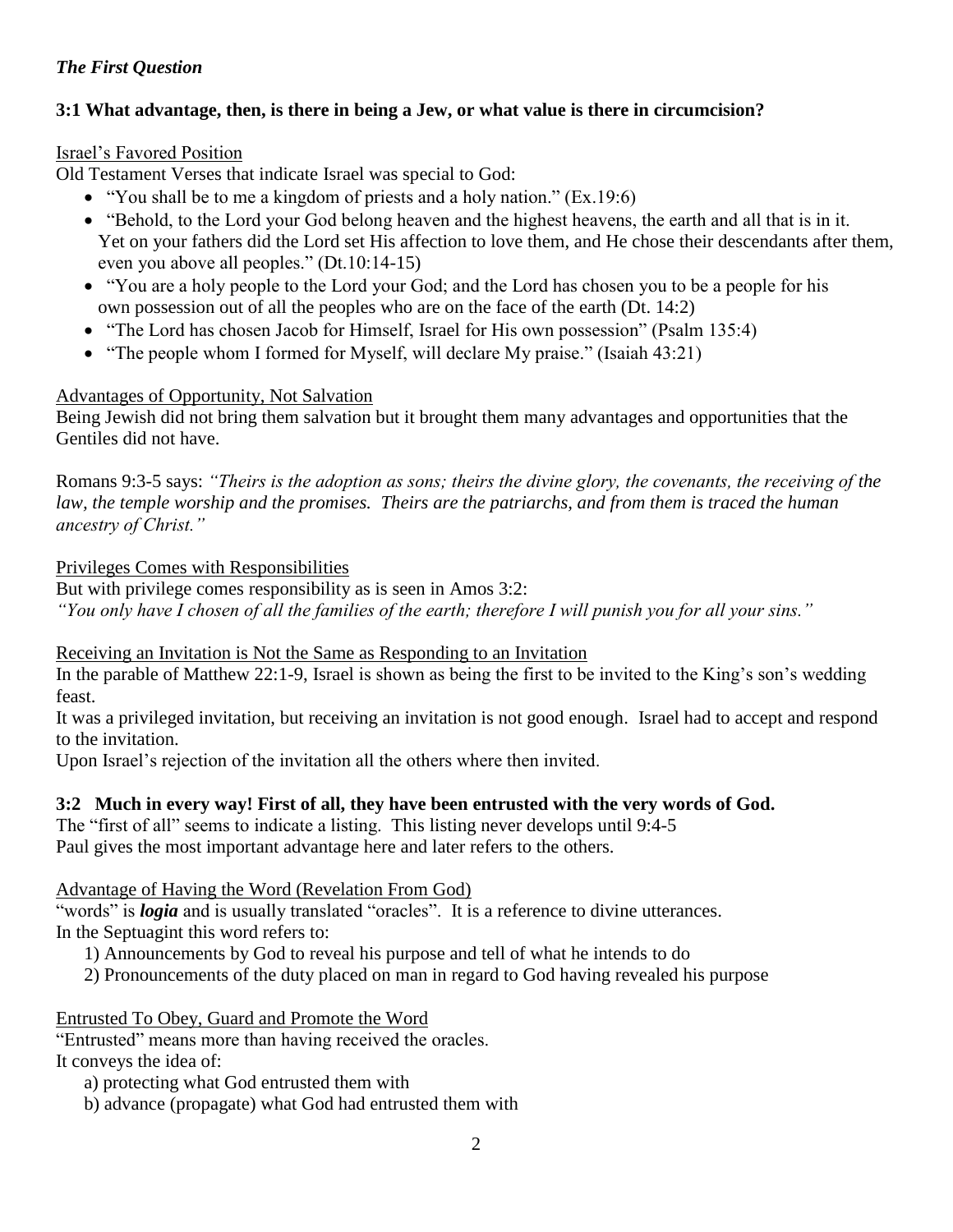### *The First Question*

**3:1 What advantage, then, is there in being a Jew, or what value is there in circumcision?**

<u>Israel's Favored Position</u>

Old Testament Verses that indicate Israel was special to God:

- "You shall be to me a kingdom of priests and a holy nation." (Ex.19:6)
- "Behold, to the Lord your God belong heaven and the highest heavens, the earth and all that is in it. Yet on your fathers did the Lord set His affection to love them, and He chose their descendants after them, even you above all peoples." (Dt.10:14-15)
- "You are a holy people to the Lord your God; and the Lord has chosen you to be a people for his own possession out of all the peoples who are on the face of the earth (Dt. 14:2)
- "The Lord has chosen Jacob for Himself, Israel for His own possession" (Psalm 135:4)
- "The people whom I formed for Myself, will declare My praise." (Isaiah 43:21)

<u>Advantages of Opportunity, Not Salvation</u>

Being Jewish did not bring them salvation but it brought them many advantages and opportunities that the Gentiles did not have.

Romans 9:3-5 says: *"Theirs is the adoption as sons; theirs the divine glory, the covenants, the receiving of the law, the temple worship and the promises. Theirs are the patriarchs, and from them is traced the human ancestry of Christ."*

<u>Privileges Comes with Responsibilities</u>

But with privilege comes responsibility as is seen in Amos 3:2:

*"You only have I chosen of all the families of the earth; therefore I will punish you for all your sins."*

<u>Receiving an Invitation is Not the Same as Responding to an Invitation</u>

In the parable of Matthew 22:1-9, Israel is shown as being the first to be invited to the King's son's wedding feast.

It was a privileged invitation, but receiving an invitation is not good enough. Israel had to accept and respond to the invitation.

Upon Israel's rejection of the invitation all the others where then invited.

**3:2 Much in every way! First of all, they have been entrusted with the very words of God.**

The "first of all" seems to indicate a listing. This listing never develops until 9:4-5

Paul gives the most important advantage here and later refers to the others.

<u>Advantage of Having the Word (Revelation From God)</u>

"words" is ***logia*** and is usually translated "oracles". It is a reference to divine utterances.

In the Septuagint this word refers to:

1) Announcements by God to reveal his purpose and tell of what he intends to do
2) Pronouncements of the duty placed on man in regard to God having revealed his purpose

<u>Entrusted To Obey, Guard and Promote the Word</u>

"Entrusted" means more than having received the oracles.

It conveys the idea of:

a) protecting what God entrusted them with
b) advance (propagate) what God had entrusted them with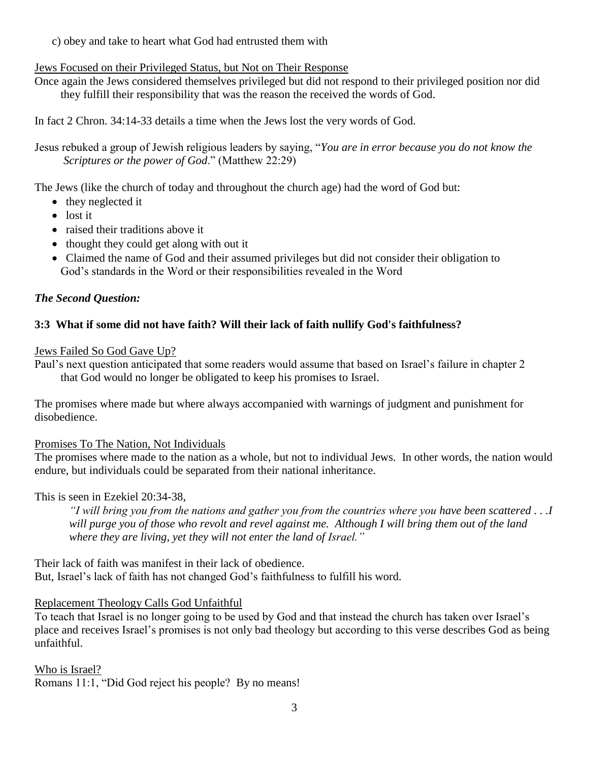c) obey and take to heart what God had entrusted them with

<u>Jews Focused on their Privileged Status, but Not on Their Response</u>

Once again the Jews considered themselves privileged but did not respond to their privileged position nor did they fulfill their responsibility that was the reason the received the words of God.

In fact 2 Chron. 34:14-33 details a time when the Jews lost the very words of God.

Jesus rebuked a group of Jewish religious leaders by saying, "*You are in error because you do not know the Scriptures or the power of God*." (Matthew 22:29)

The Jews (like the church of today and throughout the church age) had the word of God but:

- they neglected it
- lost it
- raised their traditions above it
- thought they could get along with out it
- Claimed the name of God and their assumed privileges but did not consider their obligation to God's standards in the Word or their responsibilities revealed in the Word

***The Second Question:***

**3:3 What if some did not have faith? Will their lack of faith nullify God's faithfulness?**

<u>Jews Failed So God Gave Up?</u>

Paul's next question anticipated that some readers would assume that based on Israel's failure in chapter 2 that God would no longer be obligated to keep his promises to Israel.

The promises where made but where always accompanied with warnings of judgment and punishment for disobedience.

<u>Promises To The Nation, Not Individuals</u>

The promises where made to the nation as a whole, but not to individual Jews. In other words, the nation would endure, but individuals could be separated from their national inheritance.

This is seen in Ezekiel 20:34-38,

> *"I will bring you from the nations and gather you from the countries where you have been scattered . . .I will purge you of those who revolt and revel against me. Although I will bring them out of the land where they are living, yet they will not enter the land of Israel."*

Their lack of faith was manifest in their lack of obedience.
But, Israel's lack of faith has not changed God's faithfulness to fulfill his word.

<u>Replacement Theology Calls God Unfaithful</u>

To teach that Israel is no longer going to be used by God and that instead the church has taken over Israel's place and receives Israel's promises is not only bad theology but according to this verse describes God as being unfaithful.

<u>Who is Israel?</u>

Romans 11:1, "Did God reject his people? By no means!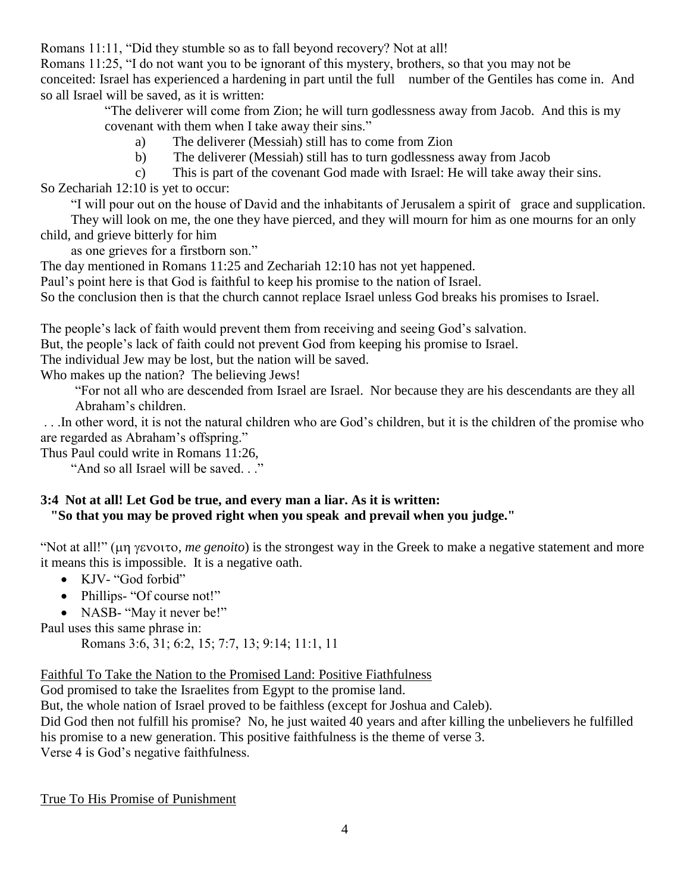Romans 11:11, "Did they stumble so as to fall beyond recovery? Not at all!

Romans 11:25, "I do not want you to be ignorant of this mystery, brothers, so that you may not be conceited: Israel has experienced a hardening in part until the full number of the Gentiles has come in. And so all Israel will be saved, as it is written:

> "The deliverer will come from Zion; he will turn godlessness away from Jacob. And this is my covenant with them when I take away their sins."
>
> a) The deliverer (Messiah) still has to come from Zion
>
> b) The deliverer (Messiah) still has to turn godlessness away from Jacob
>
> c) This is part of the covenant God made with Israel: He will take away their sins.

So Zechariah 12:10 is yet to occur:

> "I will pour out on the house of David and the inhabitants of Jerusalem a spirit of grace and supplication. They will look on me, the one they have pierced, and they will mourn for him as one mourns for an only child, and grieve bitterly for him
> as one grieves for a firstborn son."

The day mentioned in Romans 11:25 and Zechariah 12:10 has not yet happened.

Paul's point here is that God is faithful to keep his promise to the nation of Israel.

So the conclusion then is that the church cannot replace Israel unless God breaks his promises to Israel.

The people's lack of faith would prevent them from receiving and seeing God's salvation.

But, the people's lack of faith could not prevent God from keeping his promise to Israel.

The individual Jew may be lost, but the nation will be saved.

Who makes up the nation? The believing Jews!

> "For not all who are descended from Israel are Israel. Nor because they are his descendants are they all Abraham's children.

. . .In other word, it is not the natural children who are God's children, but it is the children of the promise who are regarded as Abraham's offspring."

Thus Paul could write in Romans 11:26,

> "And so all Israel will be saved. . ."

**3:4 Not at all! Let God be true, and every man a liar. As it is written:**
**"So that you may be proved right when you speak and prevail when you judge."**

"Not at all!" (μη γενοιτο, *me genoito*) is the strongest way in the Greek to make a negative statement and more it means this is impossible. It is a negative oath.

- KJV- "God forbid"
- Phillips- "Of course not!"
- NASB- "May it never be!"

Paul uses this same phrase in:

> Romans 3:6, 31; 6:2, 15; 7:7, 13; 9:14; 11:1, 11

Faithful To Take the Nation to the Promised Land: Positive Fiathfulness

God promised to take the Israelites from Egypt to the promise land.

But, the whole nation of Israel proved to be faithless (except for Joshua and Caleb).

Did God then not fulfill his promise? No, he just waited 40 years and after killing the unbelievers he fulfilled his promise to a new generation. This positive faithfulness is the theme of verse 3.

Verse 4 is God's negative faithfulness.

True To His Promise of Punishment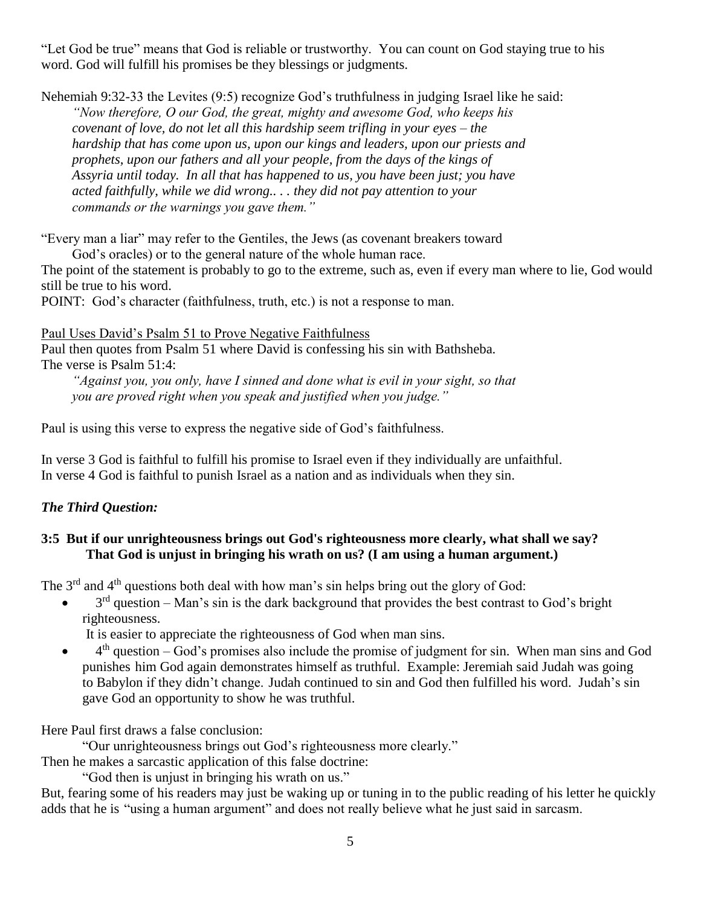"Let God be true" means that God is reliable or trustworthy. You can count on God staying true to his word. God will fulfill his promises be they blessings or judgments.

Nehemiah 9:32-33 the Levites (9:5) recognize God's truthfulness in judging Israel like he said:

> *"Now therefore, O our God, the great, mighty and awesome God, who keeps his covenant of love, do not let all this hardship seem trifling in your eyes – the hardship that has come upon us, upon our kings and leaders, upon our priests and prophets, upon our fathers and all your people, from the days of the kings of Assyria until today. In all that has happened to us, you have been just; you have acted faithfully, while we did wrong.. . . they did not pay attention to your commands or the warnings you gave them."*

"Every man a liar" may refer to the Gentiles, the Jews (as covenant breakers toward God's oracles) or to the general nature of the whole human race.

The point of the statement is probably to go to the extreme, such as, even if every man where to lie, God would still be true to his word.

POINT: God's character (faithfulness, truth, etc.) is not a response to man.

<u>Paul Uses David's Psalm 51 to Prove Negative Faithfulness</u>

Paul then quotes from Psalm 51 where David is confessing his sin with Bathsheba.
The verse is Psalm 51:4:

> *"Against you, you only, have I sinned and done what is evil in your sight, so that you are proved right when you speak and justified when you judge."*

Paul is using this verse to express the negative side of God's faithfulness.

In verse 3 God is faithful to fulfill his promise to Israel even if they individually are unfaithful.
In verse 4 God is faithful to punish Israel as a nation and as individuals when they sin.

### *The Third Question:*

**3:5 But if our unrighteousness brings out God's righteousness more clearly, what shall we say? That God is unjust in bringing his wrath on us? (I am using a human argument.)**

The 3rd and 4th questions both deal with how man's sin helps bring out the glory of God:

- 3rd question – Man's sin is the dark background that provides the best contrast to God's bright righteousness.
  It is easier to appreciate the righteousness of God when man sins.
- 4th question – God's promises also include the promise of judgment for sin. When man sins and God punishes him God again demonstrates himself as truthful. Example: Jeremiah said Judah was going to Babylon if they didn't change. Judah continued to sin and God then fulfilled his word. Judah's sin gave God an opportunity to show he was truthful.

Here Paul first draws a false conclusion:

"Our unrighteousness brings out God's righteousness more clearly."

Then he makes a sarcastic application of this false doctrine:

"God then is unjust in bringing his wrath on us."

But, fearing some of his readers may just be waking up or tuning in to the public reading of his letter he quickly adds that he is "using a human argument" and does not really believe what he just said in sarcasm.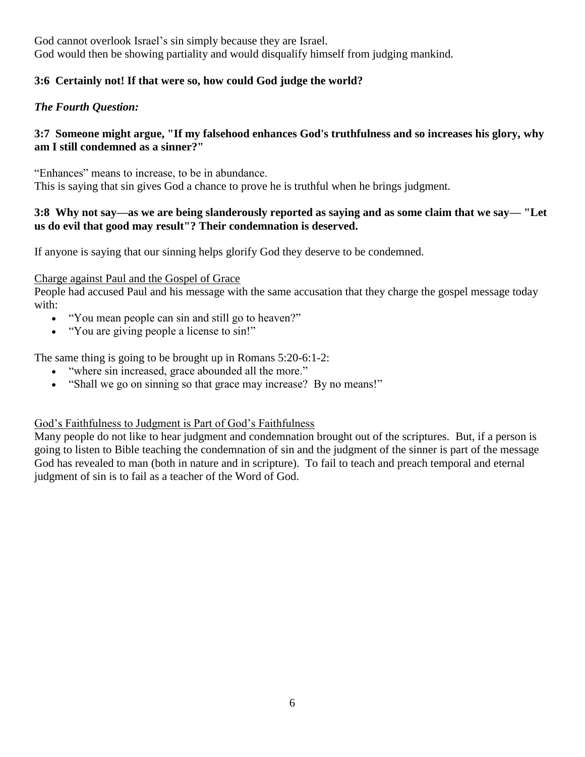God cannot overlook Israel's sin simply because they are Israel.
God would then be showing partiality and would disqualify himself from judging mankind.

**3:6 Certainly not! If that were so, how could God judge the world?**

***The Fourth Question:***

**3:7 Someone might argue, "If my falsehood enhances God's truthfulness and so increases his glory, why am I still condemned as a sinner?"**

"Enhances" means to increase, to be in abundance.
This is saying that sin gives God a chance to prove he is truthful when he brings judgment.

**3:8 Why not say—as we are being slanderously reported as saying and as some claim that we say— "Let us do evil that good may result"? Their condemnation is deserved.**

If anyone is saying that our sinning helps glorify God they deserve to be condemned.

<u>Charge against Paul and the Gospel of Grace</u>
People had accused Paul and his message with the same accusation that they charge the gospel message today with:

- "You mean people can sin and still go to heaven?"
- "You are giving people a license to sin!"

The same thing is going to be brought up in Romans 5:20-6:1-2:

- "where sin increased, grace abounded all the more."
- "Shall we go on sinning so that grace may increase? By no means!"

<u>God's Faithfulness to Judgment is Part of God's Faithfulness</u>
Many people do not like to hear judgment and condemnation brought out of the scriptures. But, if a person is going to listen to Bible teaching the condemnation of sin and the judgment of the sinner is part of the message God has revealed to man (both in nature and in scripture). To fail to teach and preach temporal and eternal judgment of sin is to fail as a teacher of the Word of God.